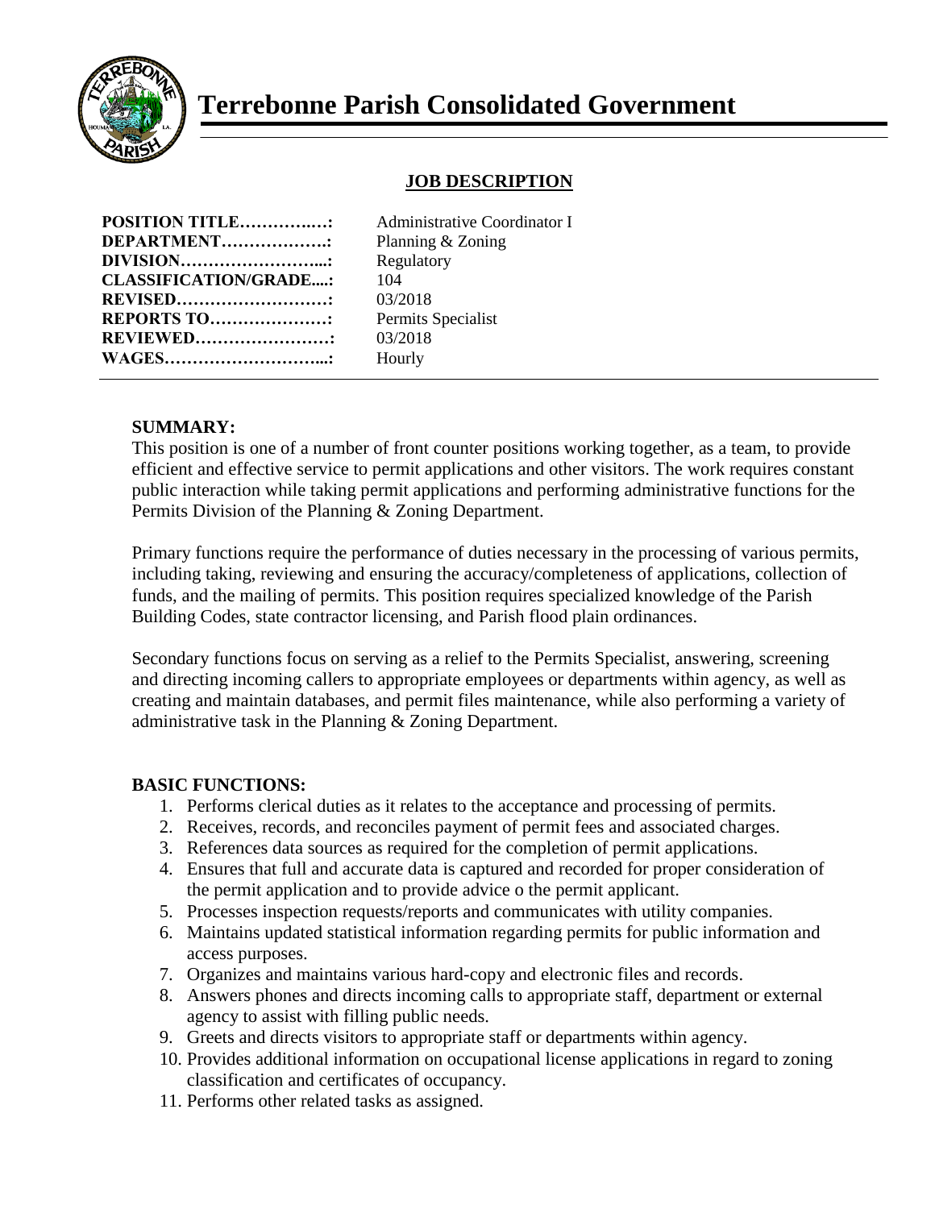# Terrebonne Parish Consolidated Government

## JOB DESCRIPTION

**POSITION TITLE……….…:** Administrative Coordinator I
**DEPARTMENT……………….:** Planning & Zoning
**DIVISION……………………...:** Regulatory
**CLASSIFICATION/GRADE....:** 104
**REVISED………………………:** 03/2018
**REPORTS TO…………………:** Permits Specialist
**REVIEWED……………………:** 03/2018
**WAGES………………………...:** Hourly

---

**SUMMARY:**
This position is one of a number of front counter positions working together, as a team, to provide efficient and effective service to permit applications and other visitors. The work requires constant public interaction while taking permit applications and performing administrative functions for the Permits Division of the Planning & Zoning Department.

Primary functions require the performance of duties necessary in the processing of various permits, including taking, reviewing and ensuring the accuracy/completeness of applications, collection of funds, and the mailing of permits. This position requires specialized knowledge of the Parish Building Codes, state contractor licensing, and Parish flood plain ordinances.

Secondary functions focus on serving as a relief to the Permits Specialist, answering, screening and directing incoming callers to appropriate employees or departments within agency, as well as creating and maintain databases, and permit files maintenance, while also performing a variety of administrative task in the Planning & Zoning Department.

**BASIC FUNCTIONS:**

1. Performs clerical duties as it relates to the acceptance and processing of permits.
2. Receives, records, and reconciles payment of permit fees and associated charges.
3. References data sources as required for the completion of permit applications.
4. Ensures that full and accurate data is captured and recorded for proper consideration of the permit application and to provide advice o the permit applicant.
5. Processes inspection requests/reports and communicates with utility companies.
6. Maintains updated statistical information regarding permits for public information and access purposes.
7. Organizes and maintains various hard-copy and electronic files and records.
8. Answers phones and directs incoming calls to appropriate staff, department or external agency to assist with filling public needs.
9. Greets and directs visitors to appropriate staff or departments within agency.
10. Provides additional information on occupational license applications in regard to zoning classification and certificates of occupancy.
11. Performs other related tasks as assigned.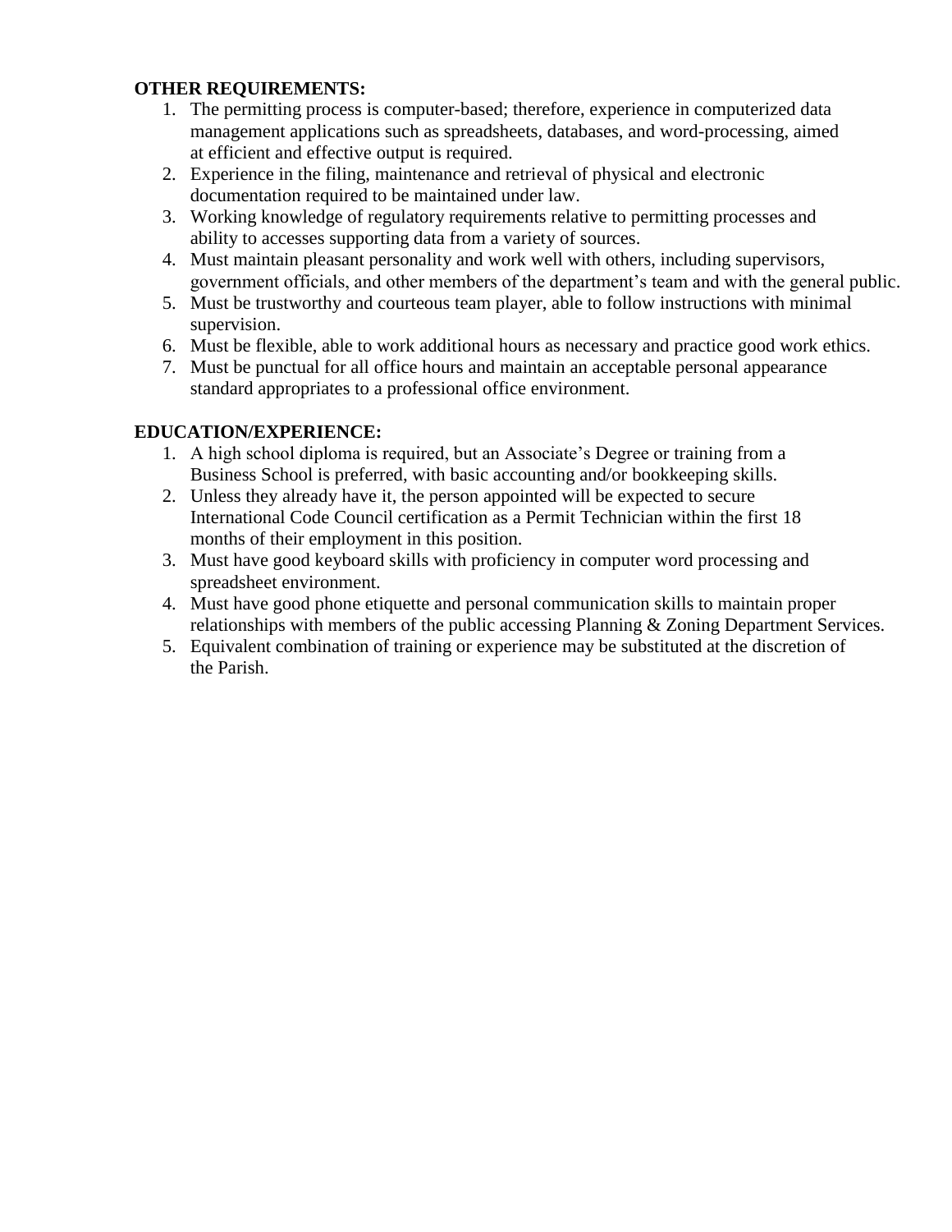**OTHER REQUIREMENTS:**

1. The permitting process is computer-based; therefore, experience in computerized data management applications such as spreadsheets, databases, and word-processing, aimed at efficient and effective output is required.
2. Experience in the filing, maintenance and retrieval of physical and electronic documentation required to be maintained under law.
3. Working knowledge of regulatory requirements relative to permitting processes and ability to accesses supporting data from a variety of sources.
4. Must maintain pleasant personality and work well with others, including supervisors, government officials, and other members of the department's team and with the general public.
5. Must be trustworthy and courteous team player, able to follow instructions with minimal supervision.
6. Must be flexible, able to work additional hours as necessary and practice good work ethics.
7. Must be punctual for all office hours and maintain an acceptable personal appearance standard appropriates to a professional office environment.

**EDUCATION/EXPERIENCE:**

1. A high school diploma is required, but an Associate's Degree or training from a Business School is preferred, with basic accounting and/or bookkeeping skills.
2. Unless they already have it, the person appointed will be expected to secure International Code Council certification as a Permit Technician within the first 18 months of their employment in this position.
3. Must have good keyboard skills with proficiency in computer word processing and spreadsheet environment.
4. Must have good phone etiquette and personal communication skills to maintain proper relationships with members of the public accessing Planning & Zoning Department Services.
5. Equivalent combination of training or experience may be substituted at the discretion of the Parish.